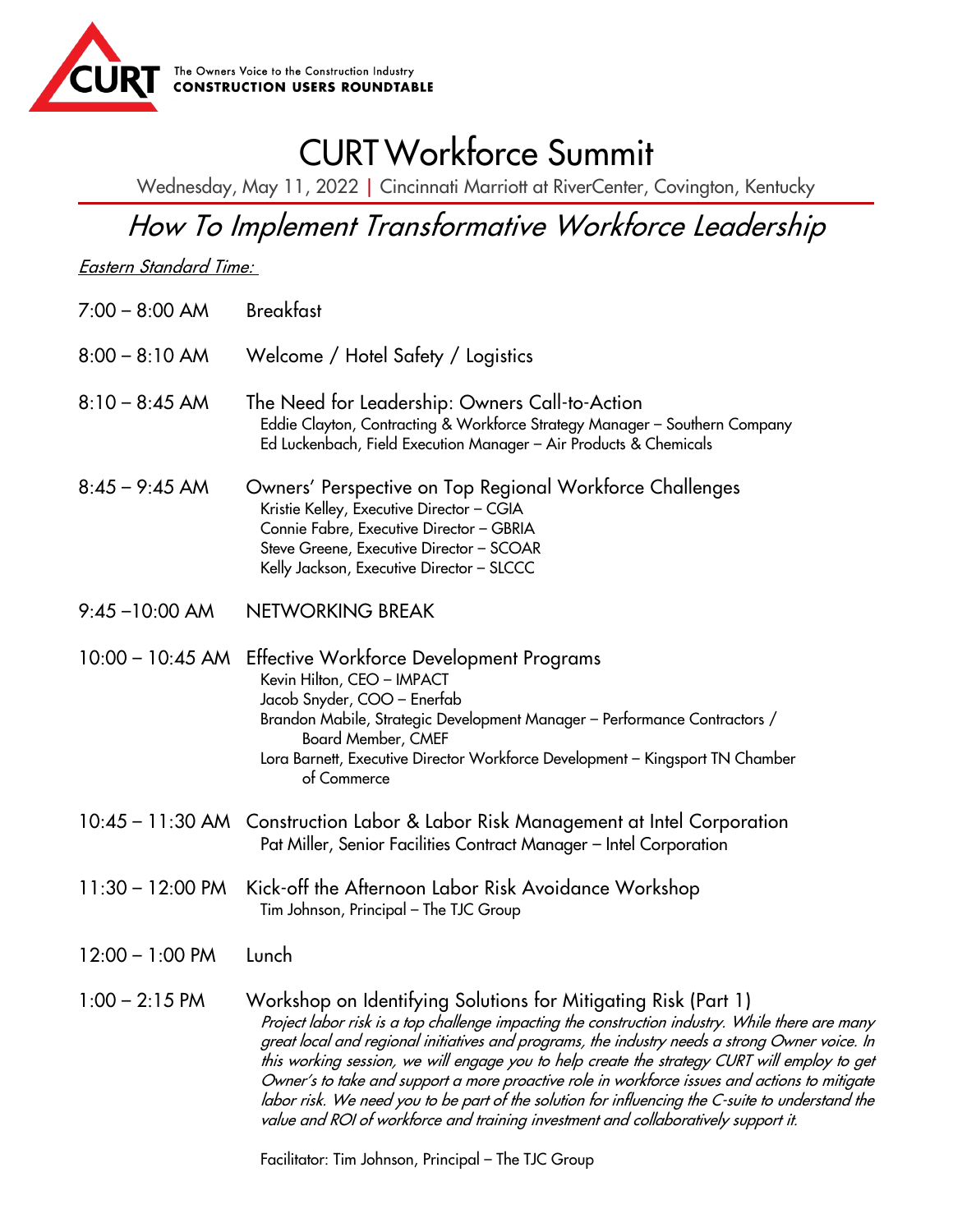CURT The Owners Voice to the Construction Industry **CONSTRUCTION USERS ROUNDTABLE**

# CURT Workforce Summit

Wednesday, May 11, 2022 | Cincinnati Marriott at RiverCenter, Covington, Kentucky

## *How To Implement Transformative Workforce Leadership*

*Eastern Standard Time:*

7:00 – 8:00 AM Breakfast

8:00 – 8:10 AM Welcome / Hotel Safety / Logistics

8:10 – 8:45 AM The Need for Leadership: Owners Call-to-Action
Eddie Clayton, Contracting & Workforce Strategy Manager – Southern Company
Ed Luckenbach, Field Execution Manager – Air Products & Chemicals

8:45 – 9:45 AM Owners' Perspective on Top Regional Workforce Challenges
Kristie Kelley, Executive Director – CGIA
Connie Fabre, Executive Director – GBRIA
Steve Greene, Executive Director – SCOAR
Kelly Jackson, Executive Director – SLCCC

9:45 –10:00 AM NETWORKING BREAK

10:00 – 10:45 AM Effective Workforce Development Programs
Kevin Hilton, CEO – IMPACT
Jacob Snyder, COO – Enerfab
Brandon Mabile, Strategic Development Manager – Performance Contractors / Board Member, CMEF
Lora Barnett, Executive Director Workforce Development – Kingsport TN Chamber of Commerce

10:45 – 11:30 AM Construction Labor & Labor Risk Management at Intel Corporation
Pat Miller, Senior Facilities Contract Manager – Intel Corporation

11:30 – 12:00 PM Kick-off the Afternoon Labor Risk Avoidance Workshop
Tim Johnson, Principal – The TJC Group

12:00 – 1:00 PM Lunch

1:00 – 2:15 PM Workshop on Identifying Solutions for Mitigating Risk (Part 1)
*Project labor risk is a top challenge impacting the construction industry. While there are many great local and regional initiatives and programs, the industry needs a strong Owner voice. In this working session, we will engage you to help create the strategy CURT will employ to get Owner's to take and support a more proactive role in workforce issues and actions to mitigate labor risk. We need you to be part of the solution for influencing the C-suite to understand the value and ROI of workforce and training investment and collaboratively support it.*

Facilitator: Tim Johnson, Principal – The TJC Group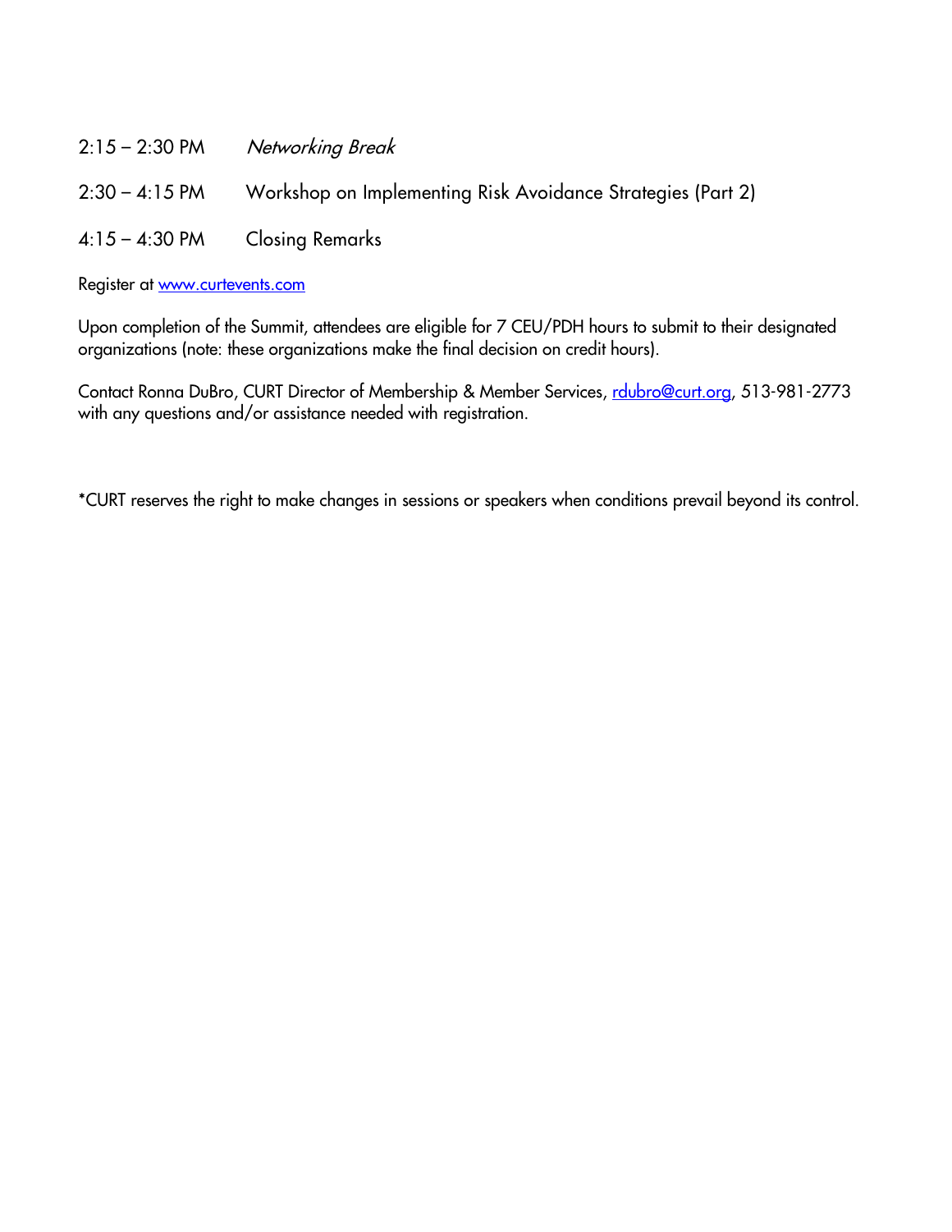2:15 – 2:30 PM *Networking Break*

2:30 – 4:15 PM Workshop on Implementing Risk Avoidance Strategies (Part 2)

4:15 – 4:30 PM Closing Remarks

Register at [www.curtevents.com](http://www.curtevents.com)

Upon completion of the Summit, attendees are eligible for 7 CEU/PDH hours to submit to their designated organizations (note: these organizations make the final decision on credit hours).

Contact Ronna DuBro, CURT Director of Membership & Member Services, [rdubro@curt.org](mailto:rdubro@curt.org), 513-981-2773 with any questions and/or assistance needed with registration.

*CURT reserves the right to make changes in sessions or speakers when conditions prevail beyond its control.